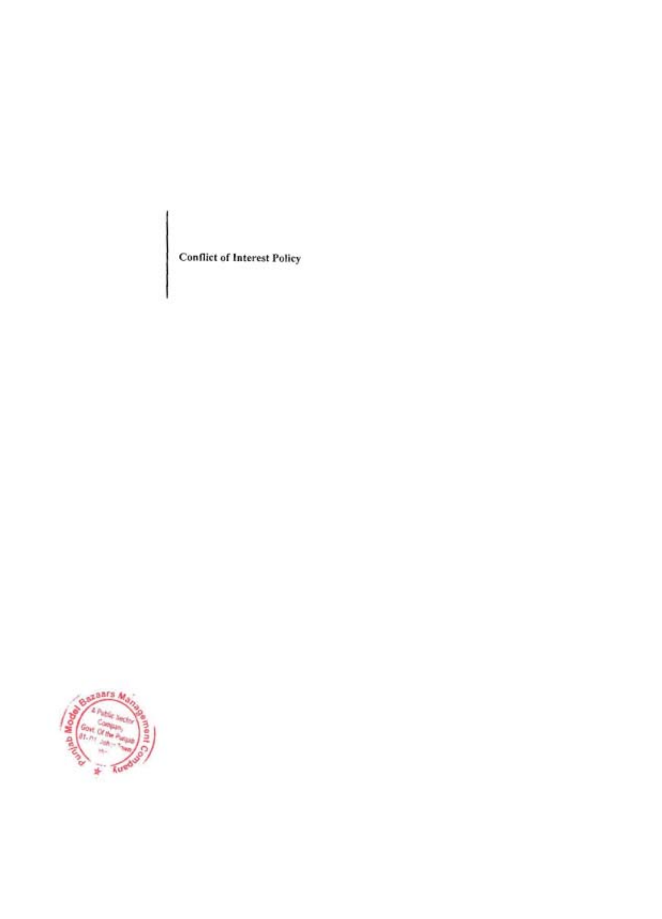# Conflict of Interest Policy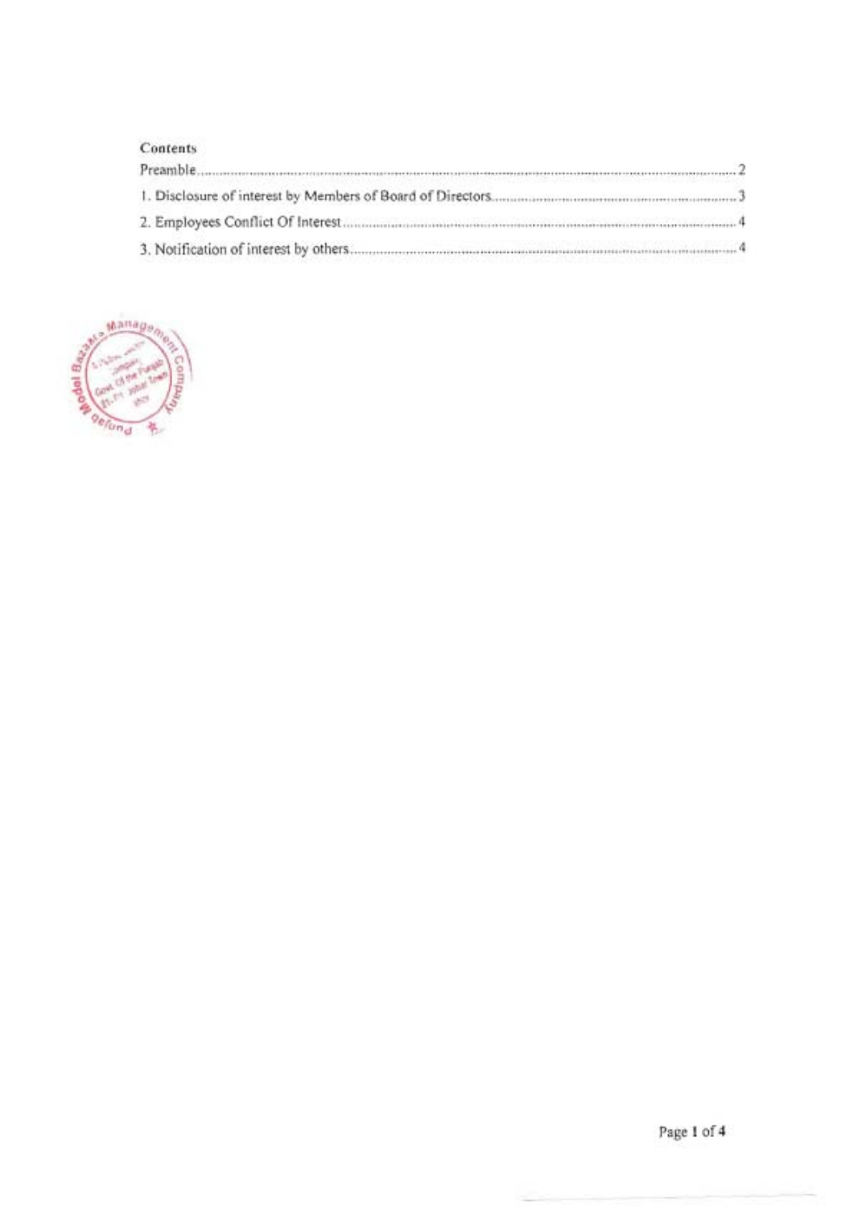**Contents**

Preamble .......... 2

1. Disclosure of interest by Members of Board of Directors .......... 3

2. Employees Conflict Of Interest .......... 4

3. Notification of interest by others .......... 4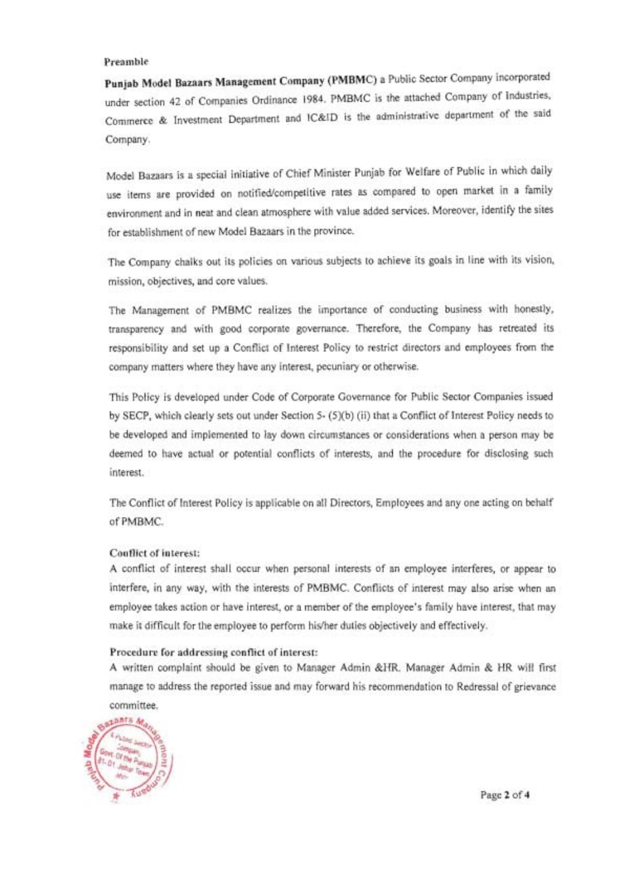**Preamble**

**Punjab Model Bazaars Management Company (PMBMC)** a Public Sector Company incorporated under section 42 of Companies Ordinance 1984. PMBMC is the attached Company of Industries, Commerce & Investment Department and IC&ID is the administrative department of the said Company.

Model Bazaars is a special initiative of Chief Minister Punjab for Welfare of Public in which daily use items are provided on notified/competitive rates as compared to open market in a family environment and in neat and clean atmosphere with value added services. Moreover, identify the sites for establishment of new Model Bazaars in the province.

The Company chalks out its policies on various subjects to achieve its goals in line with its vision, mission, objectives, and core values.

The Management of PMBMC realizes the importance of conducting business with honestly, transparency and with good corporate governance. Therefore, the Company has retreated its responsibility and set up a Conflict of Interest Policy to restrict directors and employees from the company matters where they have any interest, pecuniary or otherwise.

This Policy is developed under Code of Corporate Governance for Public Sector Companies issued by SECP, which clearly sets out under Section 5- (5)(b) (ii) that a Conflict of Interest Policy needs to be developed and implemented to lay down circumstances or considerations when a person may be deemed to have actual or potential conflicts of interests, and the procedure for disclosing such interest.

The Conflict of Interest Policy is applicable on all Directors, Employees and any one acting on behalf of PMBMC.

**Conflict of interest:**

A conflict of interest shall occur when personal interests of an employee interferes, or appear to interfere, in any way, with the interests of PMBMC. Conflicts of interest may also arise when an employee takes action or have interest, or a member of the employee's family have interest, that may make it difficult for the employee to perform his/her duties objectively and effectively.

**Procedure for addressing conflict of interest:**

A written complaint should be given to Manager Admin &HR. Manager Admin & HR will first manage to address the reported issue and may forward his recommendation to Redressal of grievance committee.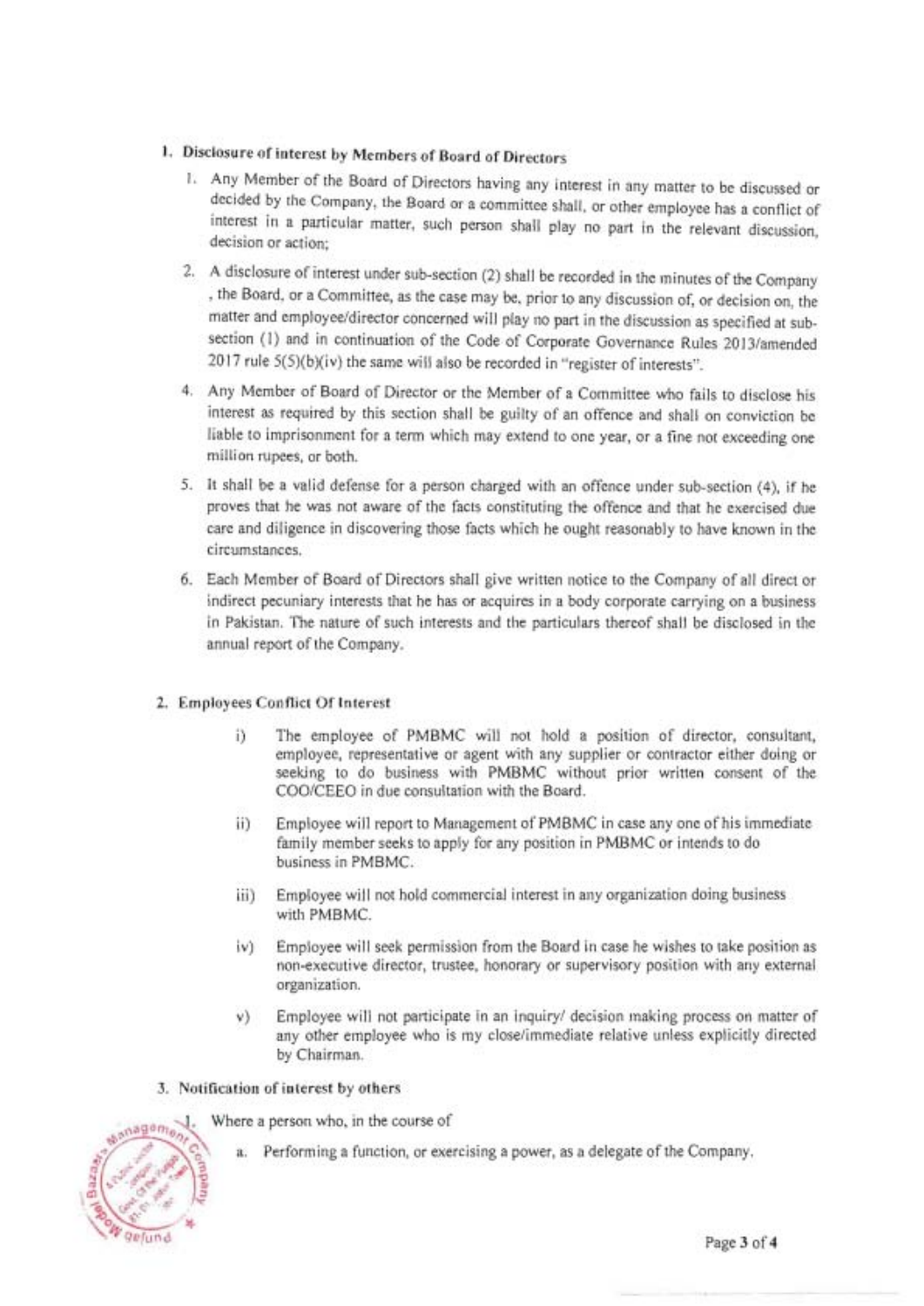1. **Disclosure of interest by Members of Board of Directors**

   1. Any Member of the Board of Directors having any interest in any matter to be discussed or decided by the Company, the Board or a committee shall, or other employee has a conflict of interest in a particular matter, such person shall play no part in the relevant discussion, decision or action;

   2. A disclosure of interest under sub-section (2) shall be recorded in the minutes of the Company , the Board, or a Committee, as the case may be, prior to any discussion of, or decision on, the matter and employee/director concerned will play no part in the discussion as specified at sub-section (1) and in continuation of the Code of Corporate Governance Rules 2013/amended 2017 rule 5(5)(b)(iv) the same will also be recorded in "register of interests".

   4. Any Member of Board of Director or the Member of a Committee who fails to disclose his interest as required by this section shall be guilty of an offence and shall on conviction be liable to imprisonment for a term which may extend to one year, or a fine not exceeding one million rupees, or both.

   5. It shall be a valid defense for a person charged with an offence under sub-section (4), if he proves that he was not aware of the facts constituting the offence and that he exercised due care and diligence in discovering those facts which he ought reasonably to have known in the circumstances.

   6. Each Member of Board of Directors shall give written notice to the Company of all direct or indirect pecuniary interests that he has or acquires in a body corporate carrying on a business in Pakistan. The nature of such interests and the particulars thereof shall be disclosed in the annual report of the Company.

2. **Employees Conflict Of Interest**

   i) The employee of PMBMC will not hold a position of director, consultant, employee, representative or agent with any supplier or contractor either doing or seeking to do business with PMBMC without prior written consent of the COO/CEEO in due consultation with the Board.

   ii) Employee will report to Management of PMBMC in case any one of his immediate family member seeks to apply for any position in PMBMC or intends to do business in PMBMC.

   iii) Employee will not hold commercial interest in any organization doing business with PMBMC.

   iv) Employee will seek permission from the Board in case he wishes to take position as non-executive director, trustee, honorary or supervisory position with any external organization.

   v) Employee will not participate in an inquiry/ decision making process on matter of any other employee who is my close/immediate relative unless explicitly directed by Chairman.

3. **Notification of interest by others**

   1. Where a person who, in the course of

      a. Performing a function, or exercising a power, as a delegate of the Company.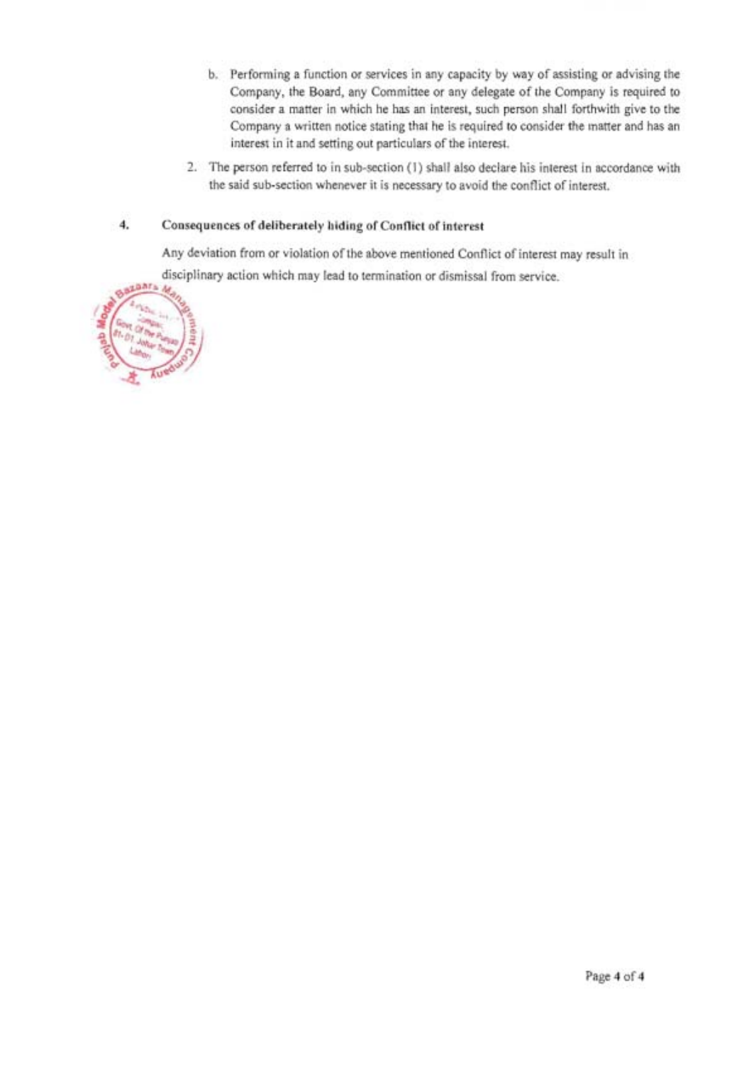b. Performing a function or services in any capacity by way of assisting or advising the Company, the Board, any Committee or any delegate of the Company is required to consider a matter in which he has an interest, such person shall forthwith give to the Company a written notice stating that he is required to consider the matter and has an interest in it and setting out particulars of the interest.

2. The person referred to in sub-section (1) shall also declare his interest in accordance with the said sub-section whenever it is necessary to avoid the conflict of interest.

## 4. Consequences of deliberately hiding of Conflict of interest

Any deviation from or violation of the above mentioned Conflict of interest may result in disciplinary action which may lead to termination or dismissal from service.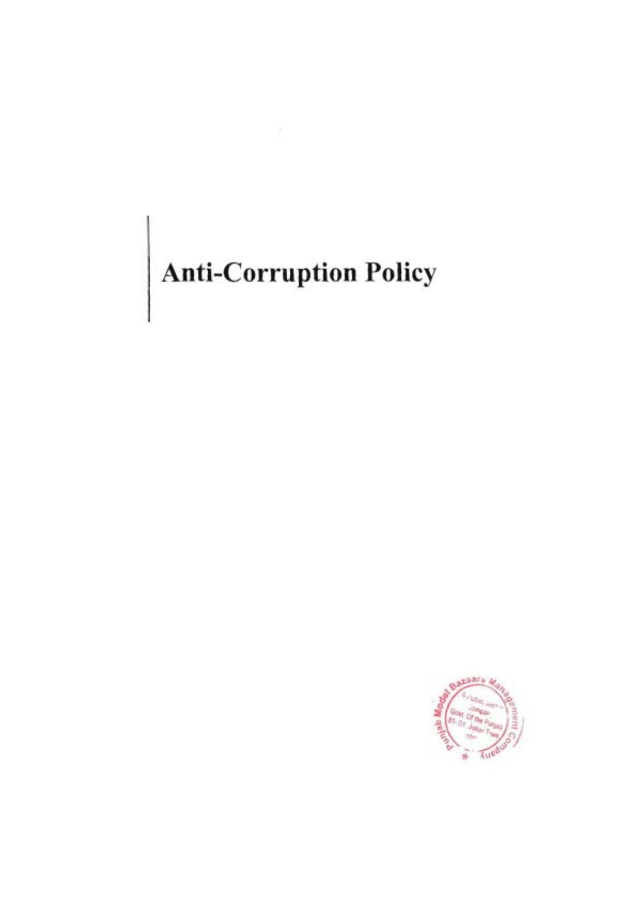# Anti-Corruption Policy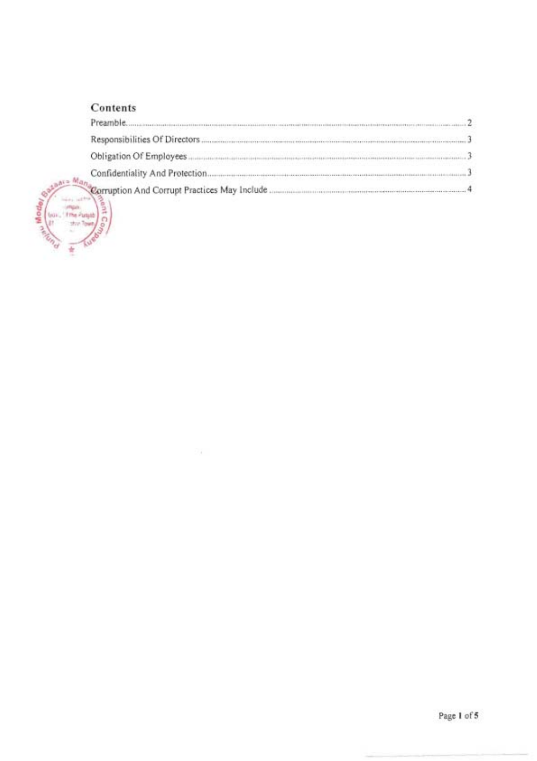## Contents

- Preamble ........ 2
- Responsibilities Of Directors ........ 3
- Obligation Of Employees ........ 3
- Confidentiality And Protection ........ 3
- Corruption And Corrupt Practices May Include ........ 4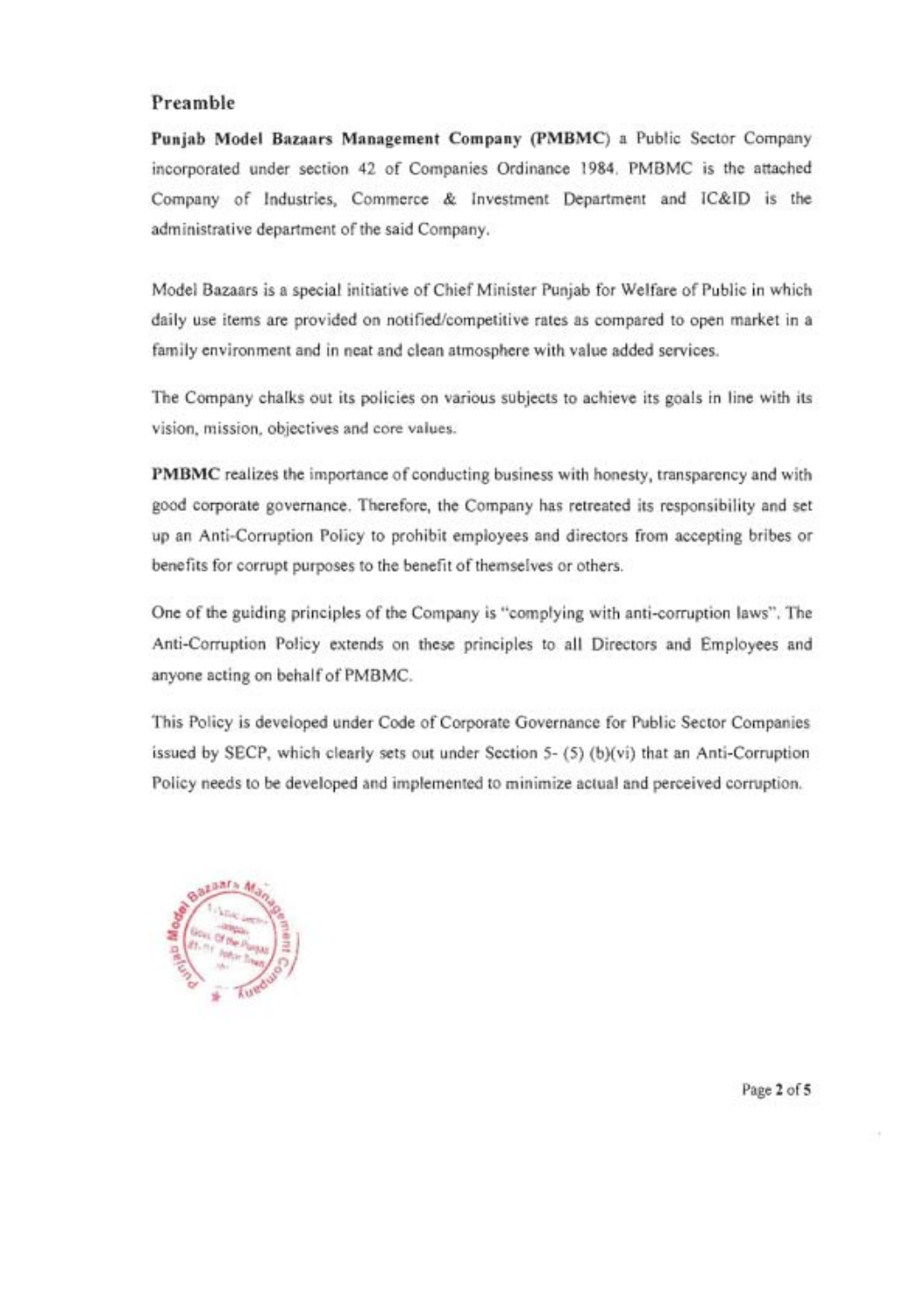## Preamble

**Punjab Model Bazaars Management Company (PMBMC)** a Public Sector Company incorporated under section 42 of Companies Ordinance 1984. PMBMC is the attached Company of Industries, Commerce & Investment Department and IC&ID is the administrative department of the said Company.

Model Bazaars is a special initiative of Chief Minister Punjab for Welfare of Public in which daily use items are provided on notified/competitive rates as compared to open market in a family environment and in neat and clean atmosphere with value added services.

The Company chalks out its policies on various subjects to achieve its goals in line with its vision, mission, objectives and core values.

**PMBMC** realizes the importance of conducting business with honesty, transparency and with good corporate governance. Therefore, the Company has retreated its responsibility and set up an Anti-Corruption Policy to prohibit employees and directors from accepting bribes or benefits for corrupt purposes to the benefit of themselves or others.

One of the guiding principles of the Company is "complying with anti-corruption laws". The Anti-Corruption Policy extends on these principles to all Directors and Employees and anyone acting on behalf of PMBMC.

This Policy is developed under Code of Corporate Governance for Public Sector Companies issued by SECP, which clearly sets out under Section 5- (5) (b)(vi) that an Anti-Corruption Policy needs to be developed and implemented to minimize actual and perceived corruption.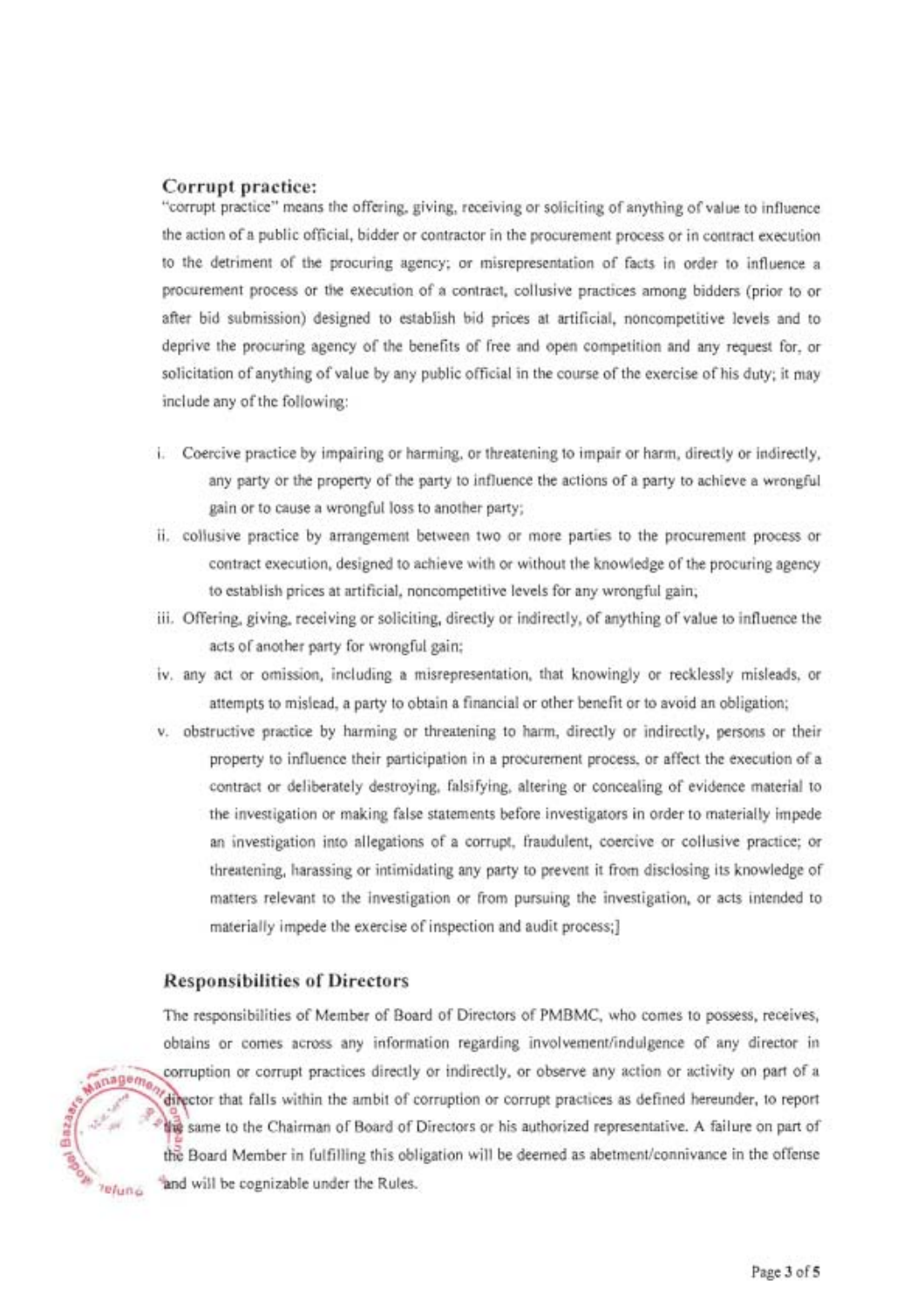### Corrupt practice:

"corrupt practice" means the offering, giving, receiving or soliciting of anything of value to influence the action of a public official, bidder or contractor in the procurement process or in contract execution to the detriment of the procuring agency; or misrepresentation of facts in order to influence a procurement process or the execution of a contract, collusive practices among bidders (prior to or after bid submission) designed to establish bid prices at artificial, noncompetitive levels and to deprive the procuring agency of the benefits of free and open competition and any request for, or solicitation of anything of value by any public official in the course of the exercise of his duty; it may include any of the following:

i. Coercive practice by impairing or harming, or threatening to impair or harm, directly or indirectly, any party or the property of the party to influence the actions of a party to achieve a wrongful gain or to cause a wrongful loss to another party;

ii. collusive practice by arrangement between two or more parties to the procurement process or contract execution, designed to achieve with or without the knowledge of the procuring agency to establish prices at artificial, noncompetitive levels for any wrongful gain;

iii. Offering, giving, receiving or soliciting, directly or indirectly, of anything of value to influence the acts of another party for wrongful gain;

iv. any act or omission, including a misrepresentation, that knowingly or recklessly misleads, or attempts to mislead, a party to obtain a financial or other benefit or to avoid an obligation;

v. obstructive practice by harming or threatening to harm, directly or indirectly, persons or their property to influence their participation in a procurement process, or affect the execution of a contract or deliberately destroying, falsifying, altering or concealing of evidence material to the investigation or making false statements before investigators in order to materially impede an investigation into allegations of a corrupt, fraudulent, coercive or collusive practice; or threatening, harassing or intimidating any party to prevent it from disclosing its knowledge of matters relevant to the investigation or from pursuing the investigation, or acts intended to materially impede the exercise of inspection and audit process;]

### Responsibilities of Directors

The responsibilities of Member of Board of Directors of PMBMC, who comes to possess, receives, obtains or comes across any information regarding involvement/indulgence of any director in corruption or corrupt practices directly or indirectly, or observe any action or activity on part of a director that falls within the ambit of corruption or corrupt practices as defined hereunder, to report the same to the Chairman of Board of Directors or his authorized representative. A failure on part of the Board Member in fulfilling this obligation will be deemed as abetment/connivance in the offense and will be cognizable under the Rules.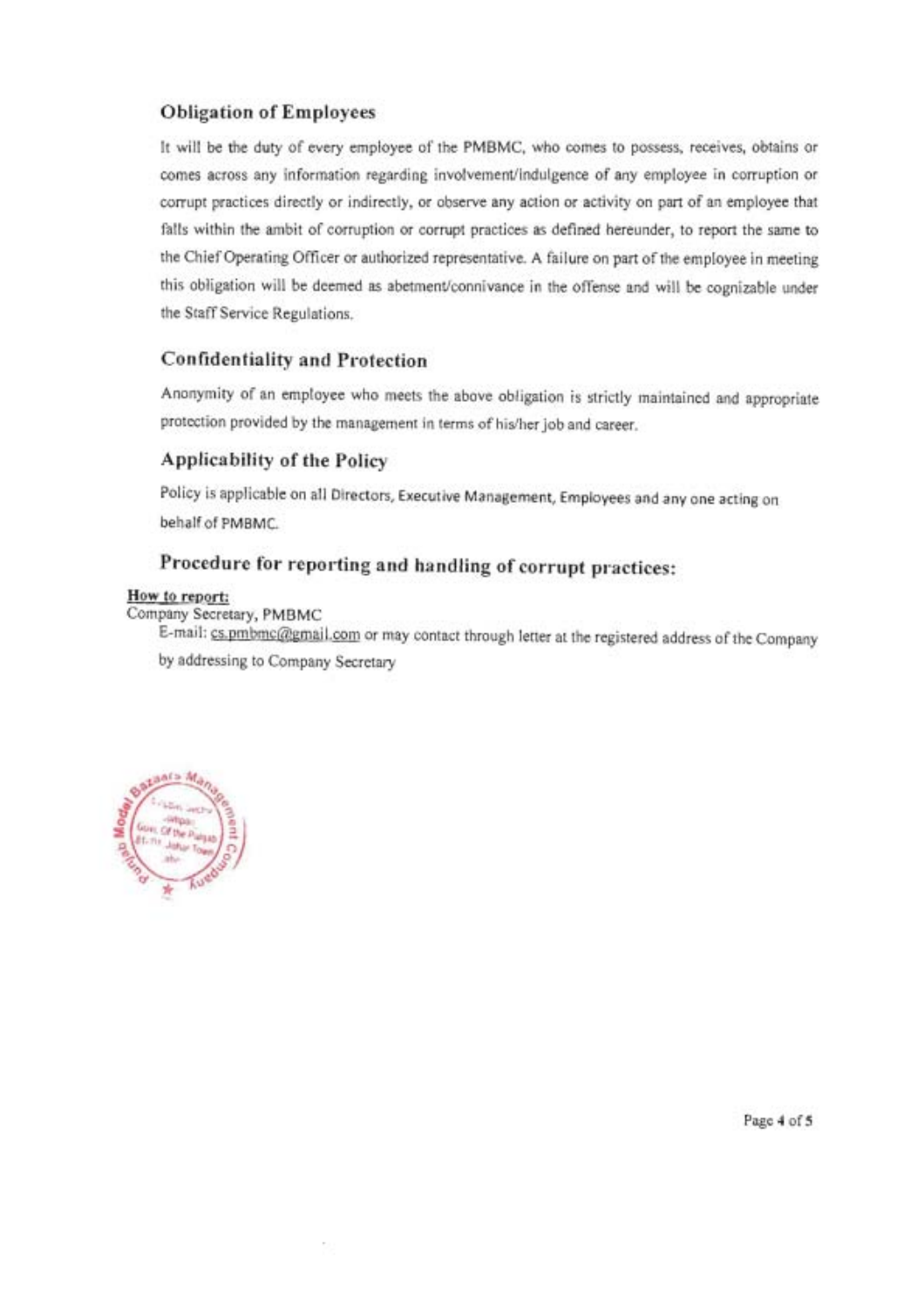## Obligation of Employees

It will be the duty of every employee of the PMBMC, who comes to possess, receives, obtains or comes across any information regarding involvement/indulgence of any employee in corruption or corrupt practices directly or indirectly, or observe any action or activity on part of an employee that falls within the ambit of corruption or corrupt practices as defined hereunder, to report the same to the Chief Operating Officer or authorized representative. A failure on part of the employee in meeting this obligation will be deemed as abetment/connivance in the offense and will be cognizable under the Staff Service Regulations.

## Confidentiality and Protection

Anonymity of an employee who meets the above obligation is strictly maintained and appropriate protection provided by the management in terms of his/her job and career.

## Applicability of the Policy

Policy is applicable on all Directors, Executive Management, Employees and any one acting on behalf of PMBMC.

## Procedure for reporting and handling of corrupt practices:

**How to report:**

Company Secretary, PMBMC

E-mail: cs.pmbmc@gmail.com or may contact through letter at the registered address of the Company by addressing to Company Secretary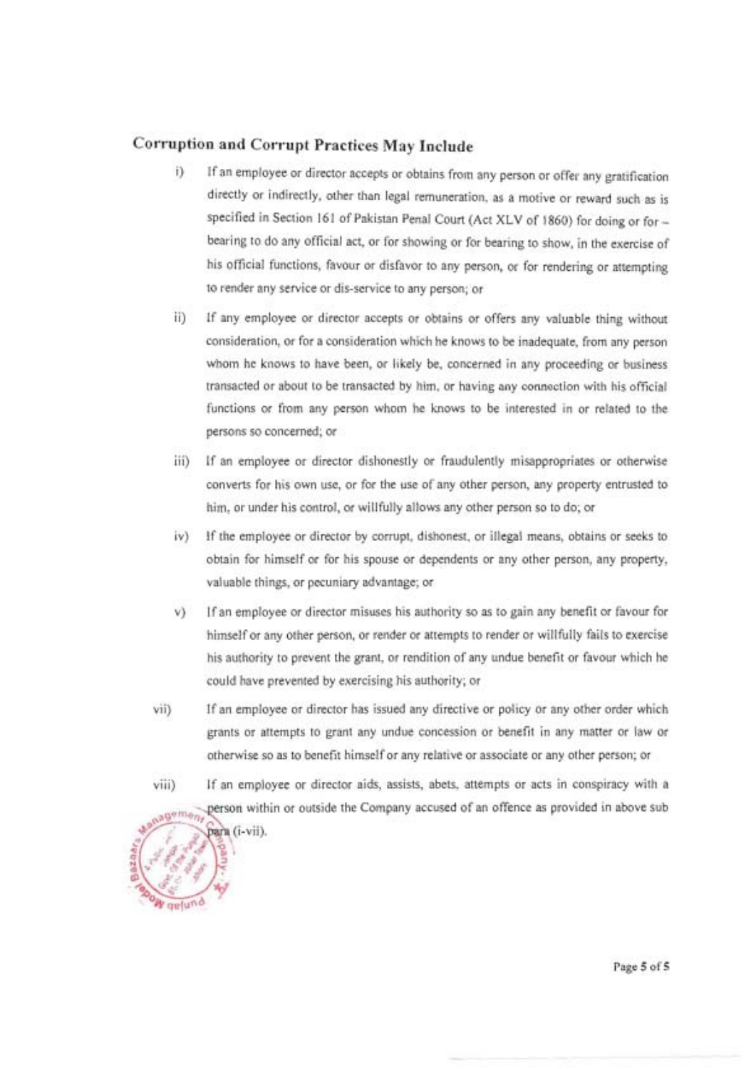## Corruption and Corrupt Practices May Include

i) If an employee or director accepts or obtains from any person or offer any gratification directly or indirectly, other than legal remuneration, as a motive or reward such as is specified in Section 161 of Pakistan Penal Court (Act XLV of 1860) for doing or for – bearing to do any official act, or for showing or for bearing to show, in the exercise of his official functions, favour or disfavor to any person, or for rendering or attempting to render any service or dis-service to any person; or

ii) If any employee or director accepts or obtains or offers any valuable thing without consideration, or for a consideration which he knows to be inadequate, from any person whom he knows to have been, or likely be, concerned in any proceeding or business transacted or about to be transacted by him, or having any connection with his official functions or from any person whom he knows to be interested in or related to the persons so concerned; or

iii) If an employee or director dishonestly or fraudulently misappropriates or otherwise converts for his own use, or for the use of any other person, any property entrusted to him, or under his control, or willfully allows any other person so to do; or

iv) If the employee or director by corrupt, dishonest, or illegal means, obtains or seeks to obtain for himself or for his spouse or dependents or any other person, any property, valuable things, or pecuniary advantage; or

v) If an employee or director misuses his authority so as to gain any benefit or favour for himself or any other person, or render or attempts to render or willfully fails to exercise his authority to prevent the grant, or rendition of any undue benefit or favour which he could have prevented by exercising his authority; or

vii) If an employee or director has issued any directive or policy or any other order which grants or attempts to grant any undue concession or benefit in any matter or law or otherwise so as to benefit himself or any relative or associate or any other person; or

viii) If an employee or director aids, assists, abets, attempts or acts in conspiracy with a person within or outside the Company accused of an offence as provided in above sub para (i-vii).